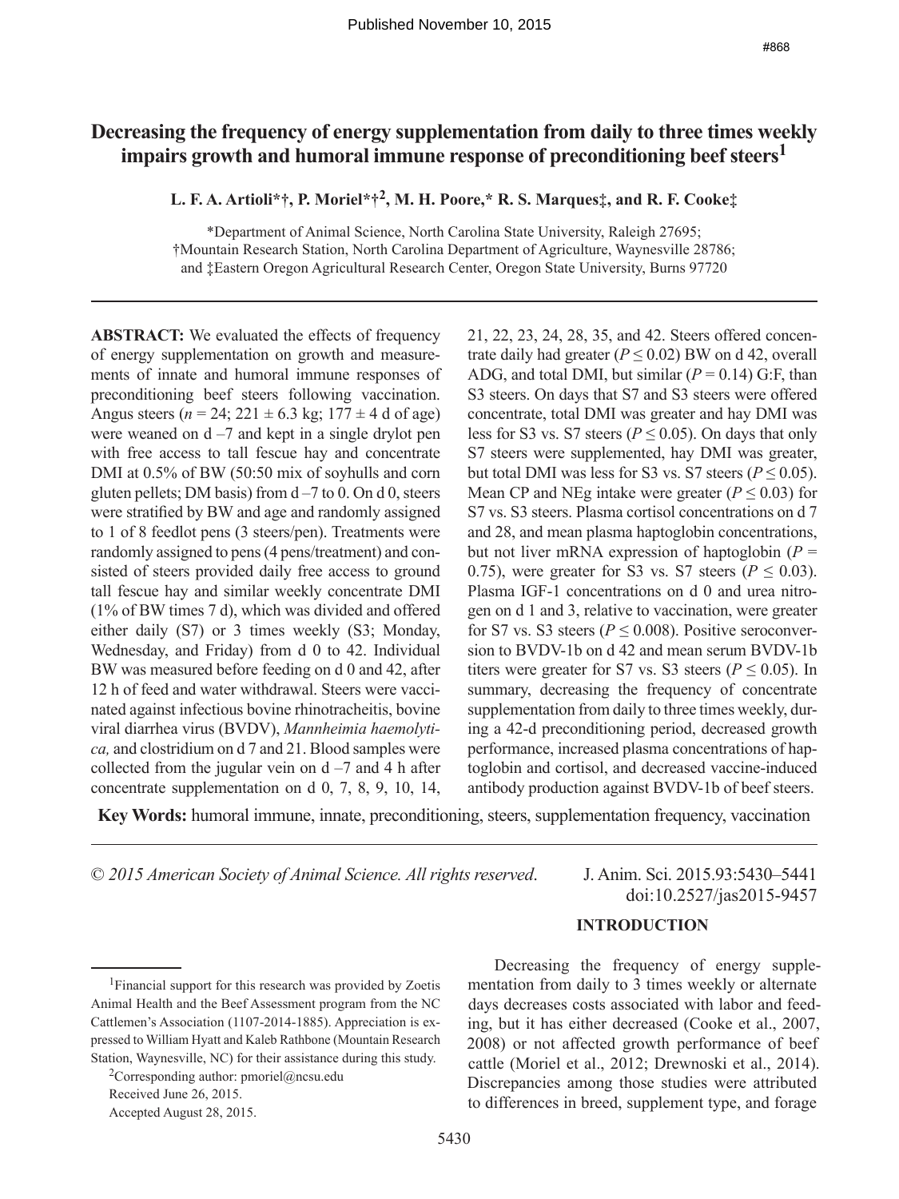Published November 10, 2015

#868

# Decreasing the frequency of energy supplementation from daily to three times weekly impairs growth and humoral immune response of preconditioning beef steers[1]

**L. F. A. Artioli*†, P. Moriel*†[2], M. H. Poore,* R. S. Marques‡, and R. F. Cooke‡**

*Department of Animal Science, North Carolina State University, Raleigh 27695; †Mountain Research Station, North Carolina Department of Agriculture, Waynesville 28786; and ‡Eastern Oregon Agricultural Research Center, Oregon State University, Burns 97720

**ABSTRACT:** We evaluated the effects of frequency of energy supplementation on growth and measurements of innate and humoral immune responses of preconditioning beef steers following vaccination. Angus steers ($n = 24$; 221 ± 6.3 kg; 177 ± 4 d of age) were weaned on d –7 and kept in a single drylot pen with free access to tall fescue hay and concentrate DMI at 0.5% of BW (50:50 mix of soyhulls and corn gluten pellets; DM basis) from d –7 to 0. On d 0, steers were stratified by BW and age and randomly assigned to 1 of 8 feedlot pens (3 steers/pen). Treatments were randomly assigned to pens (4 pens/treatment) and consisted of steers provided daily free access to ground tall fescue hay and similar weekly concentrate DMI (1% of BW times 7 d), which was divided and offered either daily (S7) or 3 times weekly (S3; Monday, Wednesday, and Friday) from d 0 to 42. Individual BW was measured before feeding on d 0 and 42, after 12 h of feed and water withdrawal. Steers were vaccinated against infectious bovine rhinotracheitis, bovine viral diarrhea virus (BVDV), *Mannheimia haemolytica,* and clostridium on d 7 and 21. Blood samples were collected from the jugular vein on d –7 and 4 h after concentrate supplementation on d 0, 7, 8, 9, 10, 14, 21, 22, 23, 24, 28, 35, and 42. Steers offered concentrate daily had greater ($P \leq 0.02$) BW on d 42, overall ADG, and total DMI, but similar ($P = 0.14$) G:F, than S3 steers. On days that S7 and S3 steers were offered concentrate, total DMI was greater and hay DMI was less for S3 vs. S7 steers ($P \leq 0.05$). On days that only S7 steers were supplemented, hay DMI was greater, but total DMI was less for S3 vs. S7 steers ($P \leq 0.05$). Mean CP and NEg intake were greater ($P \leq 0.03$) for S7 vs. S3 steers. Plasma cortisol concentrations on d 7 and 28, and mean plasma haptoglobin concentrations, but not liver mRNA expression of haptoglobin ($P = 0.75$), were greater for S3 vs. S7 steers ($P \leq 0.03$). Plasma IGF-1 concentrations on d 0 and urea nitrogen on d 1 and 3, relative to vaccination, were greater for S7 vs. S3 steers ($P \leq 0.008$). Positive seroconversion to BVDV-1b on d 42 and mean serum BVDV-1b titers were greater for S7 vs. S3 steers ($P \leq 0.05$). In summary, decreasing the frequency of concentrate supplementation from daily to three times weekly, during a 42-d preconditioning period, decreased growth performance, increased plasma concentrations of haptoglobin and cortisol, and decreased vaccine-induced antibody production against BVDV-1b of beef steers.

**Key Words:** humoral immune, innate, preconditioning, steers, supplementation frequency, vaccination

*© 2015 American Society of Animal Science. All rights reserved.* J. Anim. Sci. 2015.93:5430–5441 doi:10.2527/jas2015-9457

## INTRODUCTION

Decreasing the frequency of energy supplementation from daily to 3 times weekly or alternate days decreases costs associated with labor and feeding, but it has either decreased (Cooke et al., 2007, 2008) or not affected growth performance of beef cattle (Moriel et al., 2012; Drewnoski et al., 2014). Discrepancies among those studies were attributed to differences in breed, supplement type, and forage

[1]Financial support for this research was provided by Zoetis Animal Health and the Beef Assessment program from the NC Cattlemen's Association (1107-2014-1885). Appreciation is expressed to William Hyatt and Kaleb Rathbone (Mountain Research Station, Waynesville, NC) for their assistance during this study.

[2]Corresponding author: pmoriel@ncsu.edu

Received June 26, 2015.

Accepted August 28, 2015.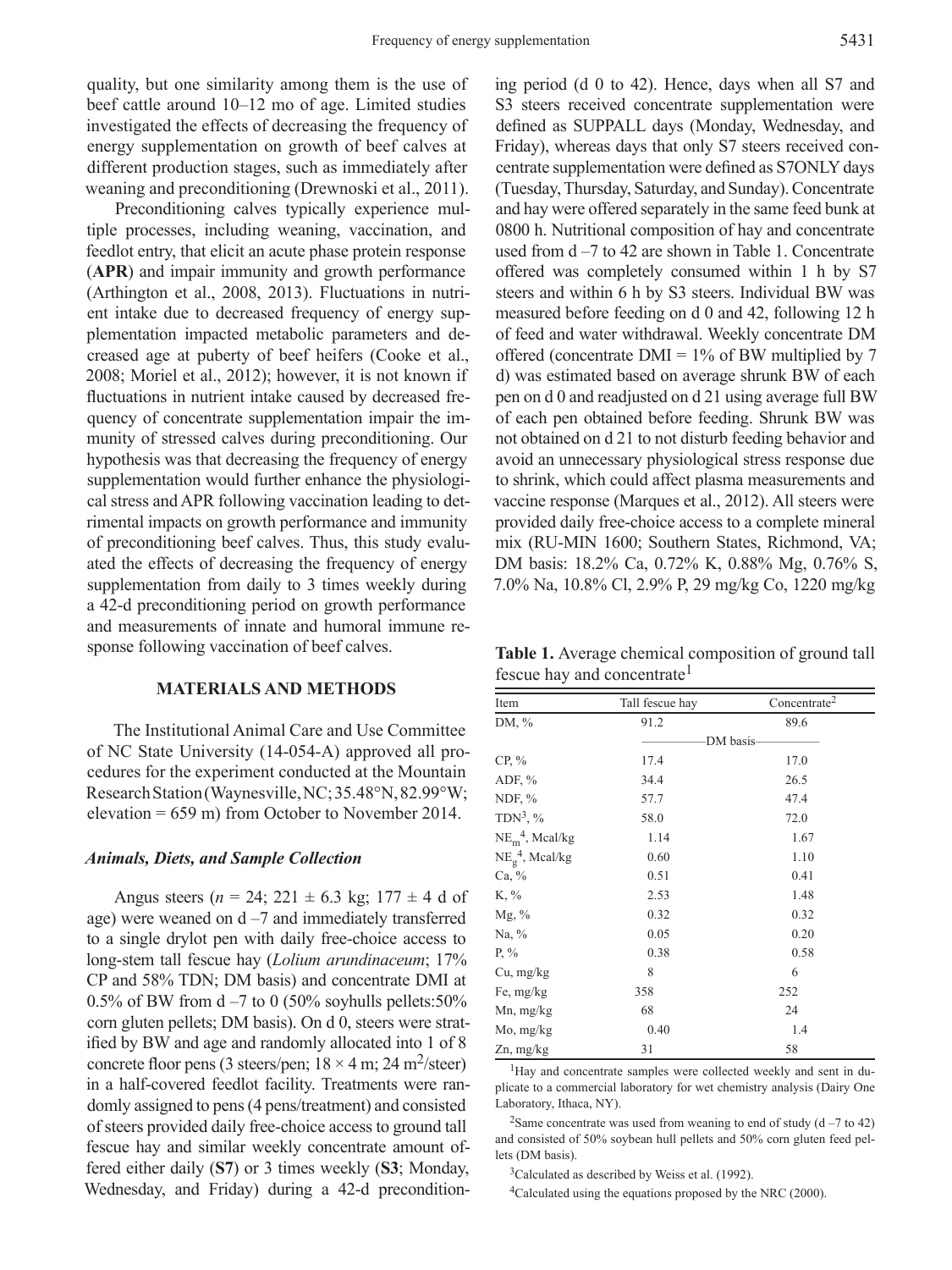quality, but one similarity among them is the use of beef cattle around 10–12 mo of age. Limited studies investigated the effects of decreasing the frequency of energy supplementation on growth of beef calves at different production stages, such as immediately after weaning and preconditioning (Drewnoski et al., 2011).

Preconditioning calves typically experience multiple processes, including weaning, vaccination, and feedlot entry, that elicit an acute phase protein response (**APR**) and impair immunity and growth performance (Arthington et al., 2008, 2013). Fluctuations in nutrient intake due to decreased frequency of energy supplementation impacted metabolic parameters and decreased age at puberty of beef heifers (Cooke et al., 2008; Moriel et al., 2012); however, it is not known if fluctuations in nutrient intake caused by decreased frequency of concentrate supplementation impair the immunity of stressed calves during preconditioning. Our hypothesis was that decreasing the frequency of energy supplementation would further enhance the physiological stress and APR following vaccination leading to detrimental impacts on growth performance and immunity of preconditioning beef calves. Thus, this study evaluated the effects of decreasing the frequency of energy supplementation from daily to 3 times weekly during a 42-d preconditioning period on growth performance and measurements of innate and humoral immune response following vaccination of beef calves.

## MATERIALS AND METHODS

The Institutional Animal Care and Use Committee of NC State University (14-054-A) approved all procedures for the experiment conducted at the Mountain Research Station (Waynesville, NC; 35.48°N, 82.99°W; elevation = 659 m) from October to November 2014.

### *Animals, Diets, and Sample Collection*

Angus steers ($n$ = 24; 221 ± 6.3 kg; 177 ± 4 d of age) were weaned on d –7 and immediately transferred to a single drylot pen with daily free-choice access to long-stem tall fescue hay (*Lolium arundinaceum*; 17% CP and 58% TDN; DM basis) and concentrate DMI at 0.5% of BW from d –7 to 0 (50% soyhulls pellets:50% corn gluten pellets; DM basis). On d 0, steers were stratified by BW and age and randomly allocated into 1 of 8 concrete floor pens (3 steers/pen; 18 × 4 m; 24 $m^2$/steer) in a half-covered feedlot facility. Treatments were randomly assigned to pens (4 pens/treatment) and consisted of steers provided daily free-choice access to ground tall fescue hay and similar weekly concentrate amount offered either daily (**S7**) or 3 times weekly (**S3**; Monday, Wednesday, and Friday) during a 42-d preconditioning period (d 0 to 42). Hence, days when all S7 and S3 steers received concentrate supplementation were defined as SUPPALL days (Monday, Wednesday, and Friday), whereas days that only S7 steers received concentrate supplementation were defined as S7ONLY days (Tuesday, Thursday, Saturday, and Sunday). Concentrate and hay were offered separately in the same feed bunk at 0800 h. Nutritional composition of hay and concentrate used from d –7 to 42 are shown in Table 1. Concentrate offered was completely consumed within 1 h by S7 steers and within 6 h by S3 steers. Individual BW was measured before feeding on d 0 and 42, following 12 h of feed and water withdrawal. Weekly concentrate DM offered (concentrate DMI = 1% of BW multiplied by 7 d) was estimated based on average shrunk BW of each pen on d 0 and readjusted on d 21 using average full BW of each pen obtained before feeding. Shrunk BW was not obtained on d 21 to not disturb feeding behavior and avoid an unnecessary physiological stress response due to shrink, which could affect plasma measurements and vaccine response (Marques et al., 2012). All steers were provided daily free-choice access to a complete mineral mix (RU-MIN 1600; Southern States, Richmond, VA; DM basis: 18.2% Ca, 0.72% K, 0.88% Mg, 0.76% S, 7.0% Na, 10.8% Cl, 2.9% P, 29 mg/kg Co, 1220 mg/kg

**Table 1.** Average chemical composition of ground tall fescue hay and concentrate[1]

| Item | Tall fescue hay | Concentrate[2] |
|---|---|---|
| DM, % | 91.2 | 89.6 |
| | DM basis | |
| CP, % | 17.4 | 17.0 |
| ADF, % | 34.4 | 26.5 |
| NDF, % | 57.7 | 47.4 |
| TDN[3], % | 58.0 | 72.0 |
| $NE_m$[4], Mcal/kg | 1.14 | 1.67 |
| $NE_g$[4], Mcal/kg | 0.60 | 1.10 |
| Ca, % | 0.51 | 0.41 |
| K, % | 2.53 | 1.48 |
| Mg, % | 0.32 | 0.32 |
| Na, % | 0.05 | 0.20 |
| P, % | 0.38 | 0.58 |
| Cu, mg/kg | 8 | 6 |
| Fe, mg/kg | 358 | 252 |
| Mn, mg/kg | 68 | 24 |
| Mo, mg/kg | 0.40 | 1.4 |
| Zn, mg/kg | 31 | 58 |

[1]Hay and concentrate samples were collected weekly and sent in duplicate to a commercial laboratory for wet chemistry analysis (Dairy One Laboratory, Ithaca, NY).

[2]Same concentrate was used from weaning to end of study (d –7 to 42) and consisted of 50% soybean hull pellets and 50% corn gluten feed pellets (DM basis).

[3]Calculated as described by Weiss et al. (1992).

[4]Calculated using the equations proposed by the NRC (2000).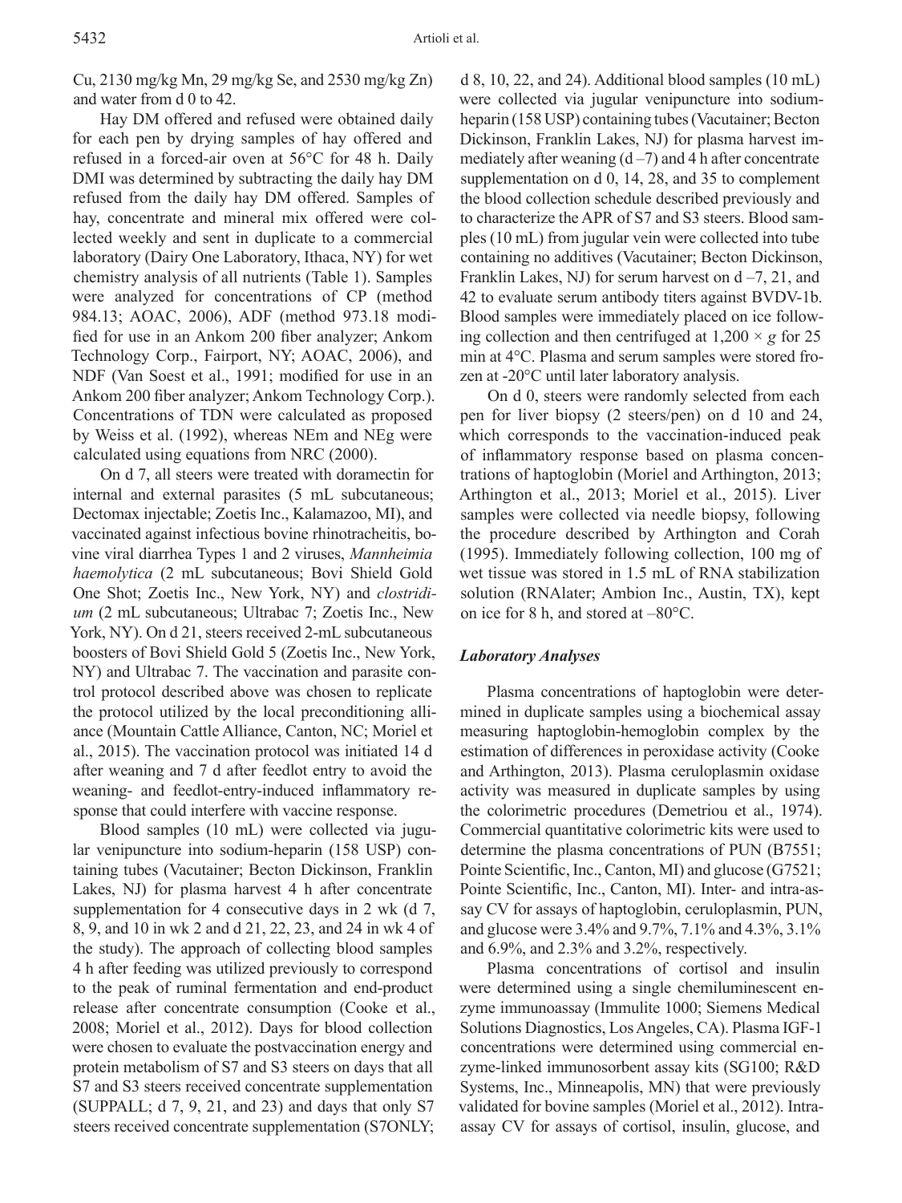Cu, 2130 mg/kg Mn, 29 mg/kg Se, and 2530 mg/kg Zn) and water from d 0 to 42.

Hay DM offered and refused were obtained daily for each pen by drying samples of hay offered and refused in a forced-air oven at 56°C for 48 h. Daily DMI was determined by subtracting the daily hay DM refused from the daily hay DM offered. Samples of hay, concentrate and mineral mix offered were collected weekly and sent in duplicate to a commercial laboratory (Dairy One Laboratory, Ithaca, NY) for wet chemistry analysis of all nutrients (Table 1). Samples were analyzed for concentrations of CP (method 984.13; AOAC, 2006), ADF (method 973.18 modified for use in an Ankom 200 fiber analyzer; Ankom Technology Corp., Fairport, NY; AOAC, 2006), and NDF (Van Soest et al., 1991; modified for use in an Ankom 200 fiber analyzer; Ankom Technology Corp.). Concentrations of TDN were calculated as proposed by Weiss et al. (1992), whereas NEm and NEg were calculated using equations from NRC (2000).

On d 7, all steers were treated with doramectin for internal and external parasites (5 mL subcutaneous; Dectomax injectable; Zoetis Inc., Kalamazoo, MI), and vaccinated against infectious bovine rhinotracheitis, bovine viral diarrhea Types 1 and 2 viruses, *Mannheimia haemolytica* (2 mL subcutaneous; Bovi Shield Gold One Shot; Zoetis Inc., New York, NY) and *clostridium* (2 mL subcutaneous; Ultrabac 7; Zoetis Inc., New York, NY). On d 21, steers received 2-mL subcutaneous boosters of Bovi Shield Gold 5 (Zoetis Inc., New York, NY) and Ultrabac 7. The vaccination and parasite control protocol described above was chosen to replicate the protocol utilized by the local preconditioning alliance (Mountain Cattle Alliance, Canton, NC; Moriel et al., 2015). The vaccination protocol was initiated 14 d after weaning and 7 d after feedlot entry to avoid the weaning- and feedlot-entry-induced inflammatory response that could interfere with vaccine response.

Blood samples (10 mL) were collected via jugular venipuncture into sodium-heparin (158 USP) containing tubes (Vacutainer; Becton Dickinson, Franklin Lakes, NJ) for plasma harvest 4 h after concentrate supplementation for 4 consecutive days in 2 wk (d 7, 8, 9, and 10 in wk 2 and d 21, 22, 23, and 24 in wk 4 of the study). The approach of collecting blood samples 4 h after feeding was utilized previously to correspond to the peak of ruminal fermentation and end-product release after concentrate consumption (Cooke et al., 2008; Moriel et al., 2012). Days for blood collection were chosen to evaluate the postvaccination energy and protein metabolism of S7 and S3 steers on days that all S7 and S3 steers received concentrate supplementation (SUPPALL; d 7, 9, 21, and 23) and days that only S7 steers received concentrate supplementation (S7ONLY; d 8, 10, 22, and 24). Additional blood samples (10 mL) were collected via jugular venipuncture into sodium-heparin (158 USP) containing tubes (Vacutainer; Becton Dickinson, Franklin Lakes, NJ) for plasma harvest immediately after weaning (d –7) and 4 h after concentrate supplementation on d 0, 14, 28, and 35 to complement the blood collection schedule described previously and to characterize the APR of S7 and S3 steers. Blood samples (10 mL) from jugular vein were collected into tube containing no additives (Vacutainer; Becton Dickinson, Franklin Lakes, NJ) for serum harvest on d –7, 21, and 42 to evaluate serum antibody titers against BVDV-1b. Blood samples were immediately placed on ice following collection and then centrifuged at $1{,}200 \times g$ for 25 min at 4°C. Plasma and serum samples were stored frozen at -20°C until later laboratory analysis.

On d 0, steers were randomly selected from each pen for liver biopsy (2 steers/pen) on d 10 and 24, which corresponds to the vaccination-induced peak of inflammatory response based on plasma concentrations of haptoglobin (Moriel and Arthington, 2013; Arthington et al., 2013; Moriel et al., 2015). Liver samples were collected via needle biopsy, following the procedure described by Arthington and Corah (1995). Immediately following collection, 100 mg of wet tissue was stored in 1.5 mL of RNA stabilization solution (RNAlater; Ambion Inc., Austin, TX), kept on ice for 8 h, and stored at –80°C.

### *Laboratory Analyses*

Plasma concentrations of haptoglobin were determined in duplicate samples using a biochemical assay measuring haptoglobin-hemoglobin complex by the estimation of differences in peroxidase activity (Cooke and Arthington, 2013). Plasma ceruloplasmin oxidase activity was measured in duplicate samples by using the colorimetric procedures (Demetriou et al., 1974). Commercial quantitative colorimetric kits were used to determine the plasma concentrations of PUN (B7551; Pointe Scientific, Inc., Canton, MI) and glucose (G7521; Pointe Scientific, Inc., Canton, MI). Inter- and intra-assay CV for assays of haptoglobin, ceruloplasmin, PUN, and glucose were 3.4% and 9.7%, 7.1% and 4.3%, 3.1% and 6.9%, and 2.3% and 3.2%, respectively.

Plasma concentrations of cortisol and insulin were determined using a single chemiluminescent enzyme immunoassay (Immulite 1000; Siemens Medical Solutions Diagnostics, Los Angeles, CA). Plasma IGF-1 concentrations were determined using commercial enzyme-linked immunosorbent assay kits (SG100; R&D Systems, Inc., Minneapolis, MN) that were previously validated for bovine samples (Moriel et al., 2012). Intra-assay CV for assays of cortisol, insulin, glucose, and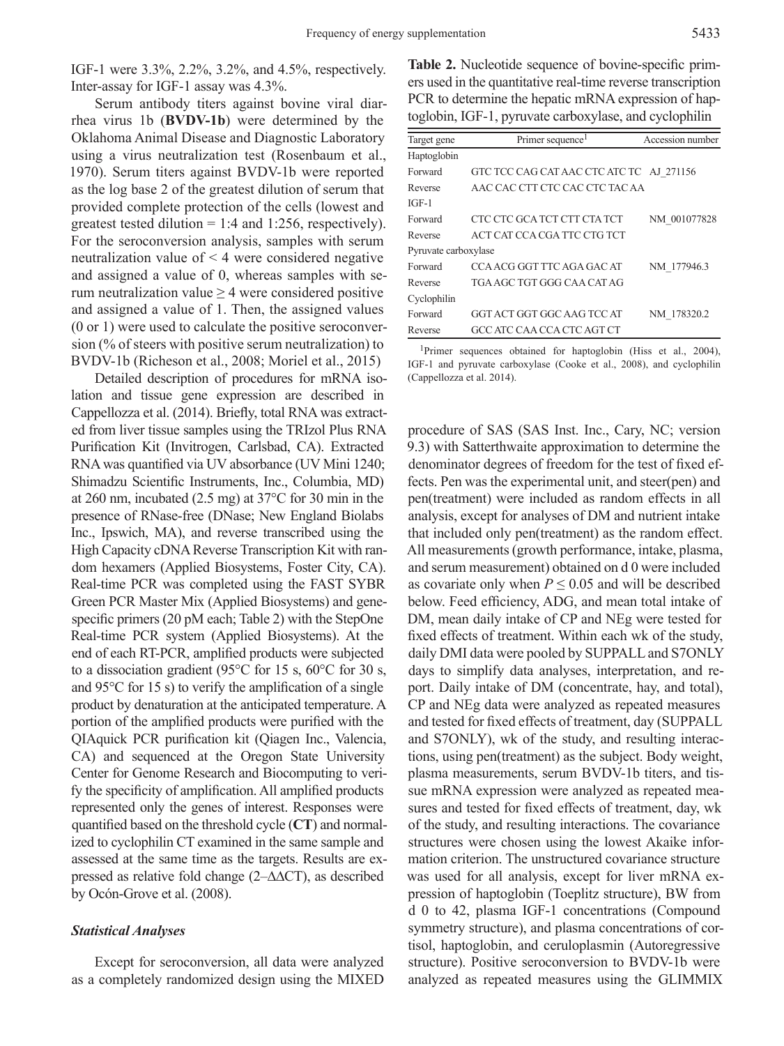IGF-1 were 3.3%, 2.2%, 3.2%, and 4.5%, respectively. Inter-assay for IGF-1 assay was 4.3%.

Serum antibody titers against bovine viral diarrhea virus 1b (**BVDV-1b**) were determined by the Oklahoma Animal Disease and Diagnostic Laboratory using a virus neutralization test (Rosenbaum et al., 1970). Serum titers against BVDV-1b were reported as the log base 2 of the greatest dilution of serum that provided complete protection of the cells (lowest and greatest tested dilution = 1:4 and 1:256, respectively). For the seroconversion analysis, samples with serum neutralization value of < 4 were considered negative and assigned a value of 0, whereas samples with serum neutralization value ≥ 4 were considered positive and assigned a value of 1. Then, the assigned values (0 or 1) were used to calculate the positive seroconversion (% of steers with positive serum neutralization) to BVDV-1b (Richeson et al., 2008; Moriel et al., 2015)

Detailed description of procedures for mRNA isolation and tissue gene expression are described in Cappellozza et al. (2014). Briefly, total RNA was extracted from liver tissue samples using the TRIzol Plus RNA Purification Kit (Invitrogen, Carlsbad, CA). Extracted RNA was quantified via UV absorbance (UV Mini 1240; Shimadzu Scientific Instruments, Inc., Columbia, MD) at 260 nm, incubated (2.5 mg) at 37°C for 30 min in the presence of RNase-free (DNase; New England Biolabs Inc., Ipswich, MA), and reverse transcribed using the High Capacity cDNA Reverse Transcription Kit with random hexamers (Applied Biosystems, Foster City, CA). Real-time PCR was completed using the FAST SYBR Green PCR Master Mix (Applied Biosystems) and gene-specific primers (20 pM each; Table 2) with the StepOne Real-time PCR system (Applied Biosystems). At the end of each RT-PCR, amplified products were subjected to a dissociation gradient (95°C for 15 s, 60°C for 30 s, and 95°C for 15 s) to verify the amplification of a single product by denaturation at the anticipated temperature. A portion of the amplified products were purified with the QIAquick PCR purification kit (Qiagen Inc., Valencia, CA) and sequenced at the Oregon State University Center for Genome Research and Biocomputing to verify the specificity of amplification. All amplified products represented only the genes of interest. Responses were quantified based on the threshold cycle (**CT**) and normalized to cyclophilin CT examined in the same sample and assessed at the same time as the targets. Results are expressed as relative fold change ($2^{-\Delta\Delta CT}$), as described by Ocón-Grove et al. (2008).

### Statistical Analyses

Except for seroconversion, all data were analyzed as a completely randomized design using the MIXED procedure of SAS (SAS Inst. Inc., Cary, NC; version 9.3) with Satterthwaite approximation to determine the denominator degrees of freedom for the test of fixed effects. Pen was the experimental unit, and steer(pen) and pen(treatment) were included as random effects in all analysis, except for analyses of DM and nutrient intake that included only pen(treatment) as the random effect. All measurements (growth performance, intake, plasma, and serum measurement) obtained on d 0 were included as covariate only when $P \leq 0.05$ and will be described below. Feed efficiency, ADG, and mean total intake of DM, mean daily intake of CP and NEg were tested for fixed effects of treatment. Within each wk of the study, daily DMI data were pooled by SUPPALL and S7ONLY days to simplify data analyses, interpretation, and report. Daily intake of DM (concentrate, hay, and total), CP and NEg data were analyzed as repeated measures and tested for fixed effects of treatment, day (SUPPALL and S7ONLY), wk of the study, and resulting interactions, using pen(treatment) as the subject. Body weight, plasma measurements, serum BVDV-1b titers, and tissue mRNA expression were analyzed as repeated measures and tested for fixed effects of treatment, day, wk of the study, and resulting interactions. The covariance structures were chosen using the lowest Akaike information criterion. The unstructured covariance structure was used for all analysis, except for liver mRNA expression of haptoglobin (Toeplitz structure), BW from d 0 to 42, plasma IGF-1 concentrations (Compound symmetry structure), and plasma concentrations of cortisol, haptoglobin, and ceruloplasmin (Autoregressive structure). Positive seroconversion to BVDV-1b were analyzed as repeated measures using the GLIMMIX

**Table 2.** Nucleotide sequence of bovine-specific primers used in the quantitative real-time reverse transcription PCR to determine the hepatic mRNA expression of haptoglobin, IGF-1, pyruvate carboxylase, and cyclophilin

| Target gene | Primer sequence[1] | Accession number |
|---|---|---|
| Haptoglobin | | |
| Forward | GTC TCC CAG CAT AAC CTC ATC TC | AJ_271156 |
| Reverse | AAC CAC CTT CTC CAC CTC TAC AA | |
| IGF-1 | | |
| Forward | CTC CTC GCA TCT CTT CTA TCT | NM_001077828 |
| Reverse | ACT CAT CCA CGA TTC CTG TCT | |
| Pyruvate carboxylase | | |
| Forward | CCA ACG GGT TTC AGA GAC AT | NM_177946.3 |
| Reverse | TGA AGC TGT GGG CAA CAT AG | |
| Cyclophilin | | |
| Forward | GGT ACT GGT GGC AAG TCC AT | NM_178320.2 |
| Reverse | GCC ATC CAA CCA CTC AGT CT | |

[1]Primer sequences obtained for haptoglobin (Hiss et al., 2004), IGF-1 and pyruvate carboxylase (Cooke et al., 2008), and cyclophilin (Cappellozza et al. 2014).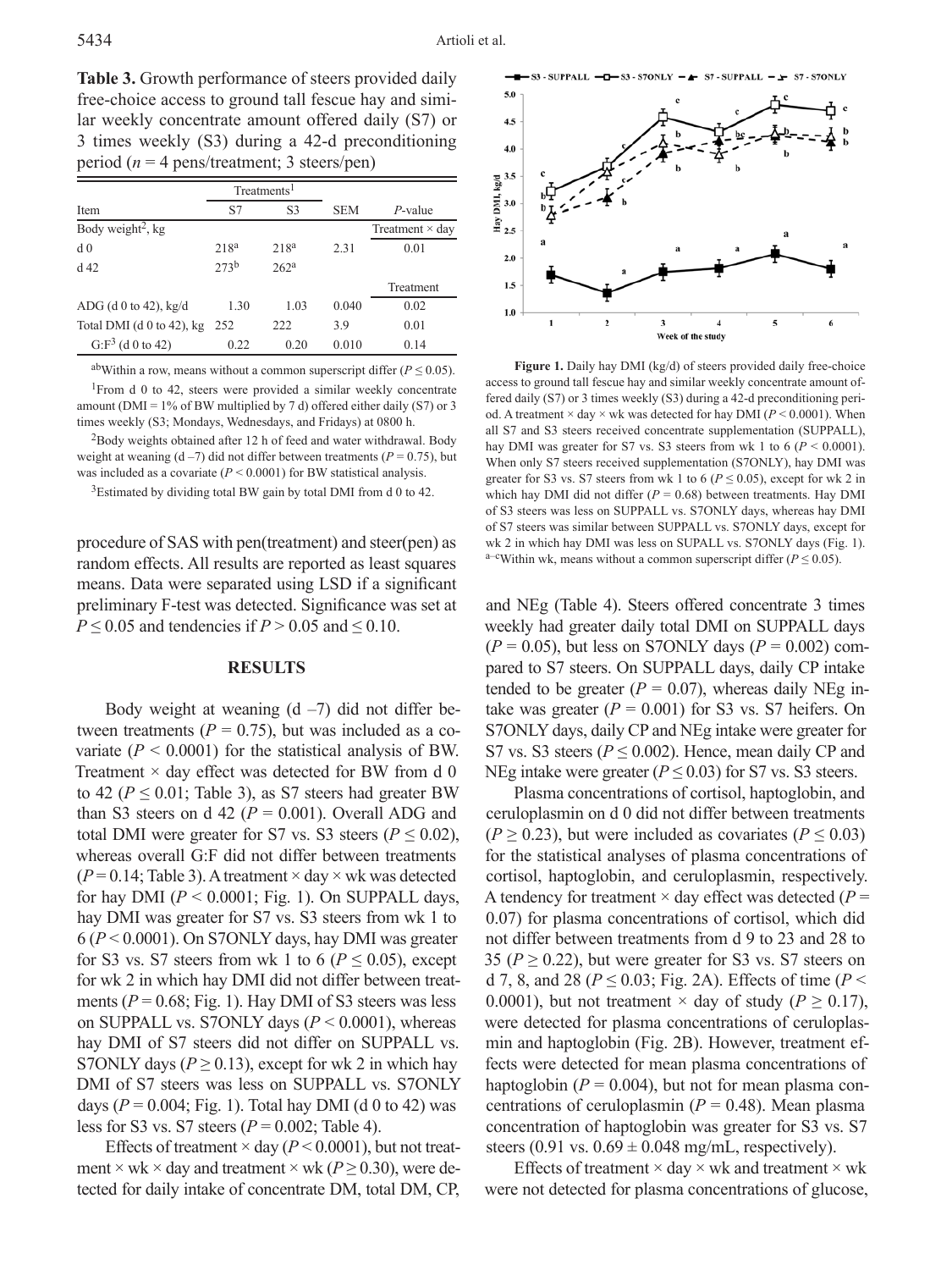**Table 3.** Growth performance of steers provided daily free-choice access to ground tall fescue hay and similar weekly concentrate amount offered daily (S7) or 3 times weekly (S3) during a 42-d preconditioning period ($n$ = 4 pens/treatment; 3 steers/pen)

| Item | Treatments[1] | | | |
|---|---|---|---|---|
| | S7 | S3 | SEM | $P$-value |
| Body weight[2], kg | | | | Treatment × day |
| d 0 | 218[a] | 218[a] | 2.31 | 0.01 |
| d 42 | 273[b] | 262[a] | | |
| | | | | Treatment |
| ADG (d 0 to 42), kg/d | 1.30 | 1.03 | 0.040 | 0.02 |
| Total DMI (d 0 to 42), kg | 252 | 222 | 3.9 | 0.01 |
| G:F[3] (d 0 to 42) | 0.22 | 0.20 | 0.010 | 0.14 |

[ab]Within a row, means without a common superscript differ ($P \leq 0.05$).

[1]From d 0 to 42, steers were provided a similar weekly concentrate amount (DMI = 1% of BW multiplied by 7 d) offered either daily (S7) or 3 times weekly (S3; Mondays, Wednesdays, and Fridays) at 0800 h.

[2]Body weights obtained after 12 h of feed and water withdrawal. Body weight at weaning (d –7) did not differ between treatments ($P = 0.75$), but was included as a covariate ($P < 0.0001$) for BW statistical analysis.

[3]Estimated by dividing total BW gain by total DMI from d 0 to 42.

procedure of SAS with pen(treatment) and steer(pen) as random effects. All results are reported as least squares means. Data were separated using LSD if a significant preliminary F-test was detected. Significance was set at $P \leq 0.05$ and tendencies if $P > 0.05$ and $\leq 0.10$.

## RESULTS

Body weight at weaning (d –7) did not differ between treatments ($P = 0.75$), but was included as a covariate ($P < 0.0001$) for the statistical analysis of BW. Treatment × day effect was detected for BW from d 0 to 42 ($P \leq 0.01$; Table 3), as S7 steers had greater BW than S3 steers on d 42 ($P = 0.001$). Overall ADG and total DMI were greater for S7 vs. S3 steers ($P \leq 0.02$), whereas overall G:F did not differ between treatments ($P = 0.14$; Table 3). A treatment × day × wk was detected for hay DMI ($P < 0.0001$; Fig. 1). On SUPPALL days, hay DMI was greater for S7 vs. S3 steers from wk 1 to 6 ($P < 0.0001$). On S7ONLY days, hay DMI was greater for S3 vs. S7 steers from wk 1 to 6 ($P \leq 0.05$), except for wk 2 in which hay DMI did not differ between treatments ($P = 0.68$; Fig. 1). Hay DMI of S3 steers was less on SUPPALL vs. S7ONLY days ($P < 0.0001$), whereas hay DMI of S7 steers did not differ on SUPPALL vs. S7ONLY days ($P \geq 0.13$), except for wk 2 in which hay DMI of S7 steers was less on SUPPALL vs. S7ONLY days ($P = 0.004$; Fig. 1). Total hay DMI (d 0 to 42) was less for S3 vs. S7 steers ($P = 0.002$; Table 4).

Effects of treatment × day ($P < 0.0001$), but not treatment × wk × day and treatment × wk ($P \geq 0.30$), were detected for daily intake of concentrate DM, total DM, CP,

**Figure 1.** Daily hay DMI (kg/d) of steers provided daily free-choice access to ground tall fescue hay and similar weekly concentrate amount offered daily (S7) or 3 times weekly (S3) during a 42-d preconditioning period. A treatment × day × wk was detected for hay DMI ($P < 0.0001$). When all S7 and S3 steers received concentrate supplementation (SUPPALL), hay DMI was greater for S7 vs. S3 steers from wk 1 to 6 ($P < 0.0001$). When only S7 steers received supplementation (S7ONLY), hay DMI was greater for S3 vs. S7 steers from wk 1 to 6 ($P \leq 0.05$), except for wk 2 in which hay DMI did not differ ($P = 0.68$) between treatments. Hay DMI of S3 steers was less on SUPPALL vs. S7ONLY days, whereas hay DMI of S7 steers was similar between SUPPALL vs. S7ONLY days, except for wk 2 in which hay DMI was less on SUPALL vs. S7ONLY days (Fig. 1). [a–c]Within wk, means without a common superscript differ ($P \leq 0.05$).

and NEg (Table 4). Steers offered concentrate 3 times weekly had greater daily total DMI on SUPPALL days ($P = 0.05$), but less on S7ONLY days ($P = 0.002$) compared to S7 steers. On SUPPALL days, daily CP intake tended to be greater ($P = 0.07$), whereas daily NEg intake was greater ($P = 0.001$) for S3 vs. S7 heifers. On S7ONLY days, daily CP and NEg intake were greater for S7 vs. S3 steers ($P \leq 0.002$). Hence, mean daily CP and NEg intake were greater ($P \leq 0.03$) for S7 vs. S3 steers.

Plasma concentrations of cortisol, haptoglobin, and ceruloplasmin on d 0 did not differ between treatments ($P \geq 0.23$), but were included as covariates ($P \leq 0.03$) for the statistical analyses of plasma concentrations of cortisol, haptoglobin, and ceruloplasmin, respectively. A tendency for treatment × day effect was detected ($P = 0.07$) for plasma concentrations of cortisol, which did not differ between treatments from d 9 to 23 and 28 to 35 ($P \geq 0.22$), but were greater for S3 vs. S7 steers on d 7, 8, and 28 ($P \leq 0.03$; Fig. 2A). Effects of time ($P < 0.0001$), but not treatment × day of study ($P \geq 0.17$), were detected for plasma concentrations of ceruloplasmin and haptoglobin (Fig. 2B). However, treatment effects were detected for mean plasma concentrations of haptoglobin ($P = 0.004$), but not for mean plasma concentrations of ceruloplasmin ($P = 0.48$). Mean plasma concentration of haptoglobin was greater for S3 vs. S7 steers (0.91 vs. 0.69 ± 0.048 mg/mL, respectively).

Effects of treatment × day × wk and treatment × wk were not detected for plasma concentrations of glucose,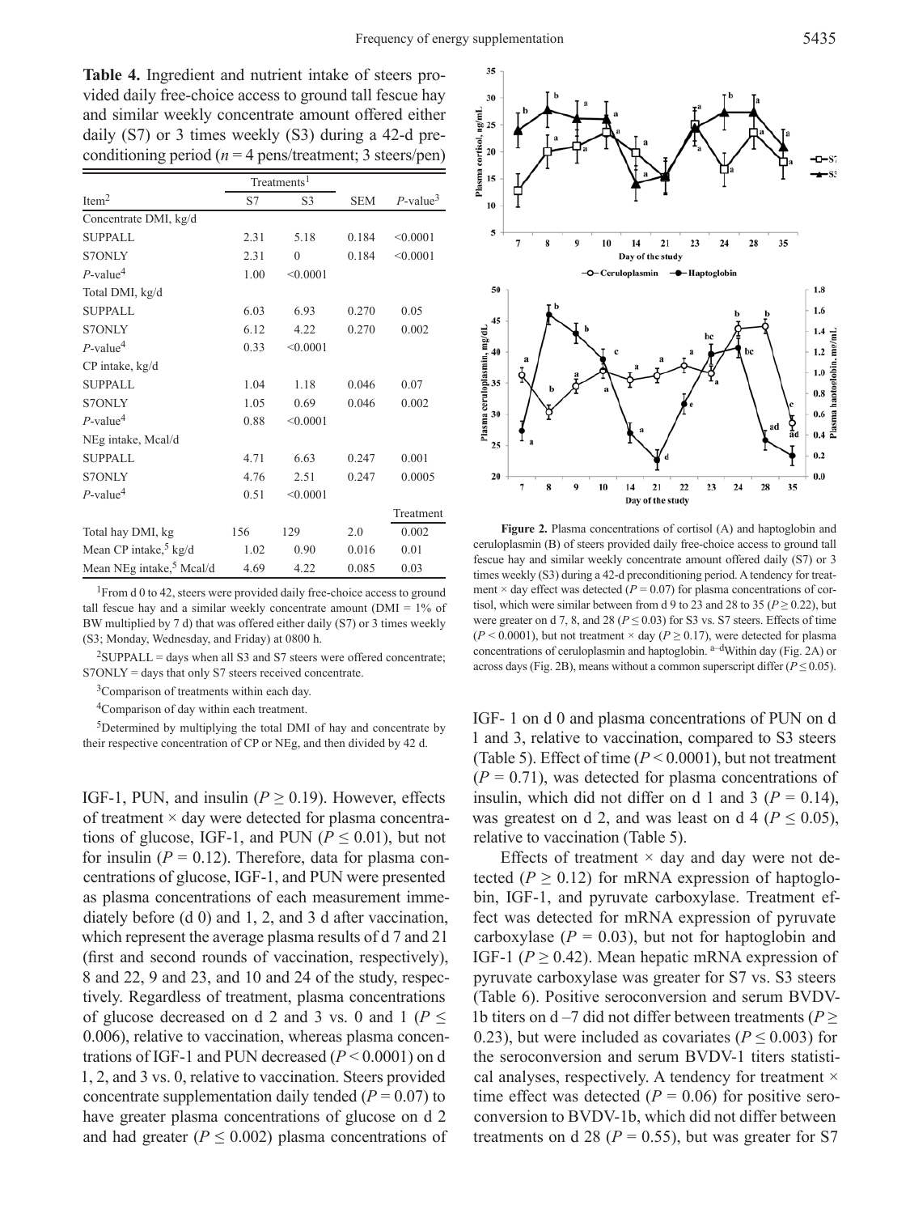**Table 4.** Ingredient and nutrient intake of steers provided daily free-choice access to ground tall fescue hay and similar weekly concentrate amount offered either daily (S7) or 3 times weekly (S3) during a 42-d preconditioning period ($n = 4$ pens/treatment; 3 steers/pen)

| Item[2] | Treatments[1] S7 | S3 | SEM | $P$-value[3] |
|---|---|---|---|---|
| Concentrate DMI, kg/d | | | | |
| SUPPALL | 2.31 | 5.18 | 0.184 | <0.0001 |
| S7ONLY | 2.31 | 0 | 0.184 | <0.0001 |
| $P$-value[4] | 1.00 | <0.0001 | | |
| Total DMI, kg/d | | | | |
| SUPPALL | 6.03 | 6.93 | 0.270 | 0.05 |
| S7ONLY | 6.12 | 4.22 | 0.270 | 0.002 |
| $P$-value[4] | 0.33 | <0.0001 | | |
| CP intake, kg/d | | | | |
| SUPPALL | 1.04 | 1.18 | 0.046 | 0.07 |
| S7ONLY | 1.05 | 0.69 | 0.046 | 0.002 |
| $P$-value[4] | 0.88 | <0.0001 | | |
| NEg intake, Mcal/d | | | | |
| SUPPALL | 4.71 | 6.63 | 0.247 | 0.001 |
| S7ONLY | 4.76 | 2.51 | 0.247 | 0.0005 |
| $P$-value[4] | 0.51 | <0.0001 | | |
| | | | | Treatment |
| Total hay DMI, kg | 156 | 129 | 2.0 | 0.002 |
| Mean CP intake,[5] kg/d | 1.02 | 0.90 | 0.016 | 0.01 |
| Mean NEg intake,[5] Mcal/d | 4.69 | 4.22 | 0.085 | 0.03 |

[1]From d 0 to 42, steers were provided daily free-choice access to ground tall fescue hay and a similar weekly concentrate amount (DMI = 1% of BW multiplied by 7 d) that was offered either daily (S7) or 3 times weekly (S3; Monday, Wednesday, and Friday) at 0800 h.

[2]SUPPALL = days when all S3 and S7 steers were offered concentrate; S7ONLY = days that only S7 steers received concentrate.

[3]Comparison of treatments within each day.

[4]Comparison of day within each treatment.

[5]Determined by multiplying the total DMI of hay and concentrate by their respective concentration of CP or NEg, and then divided by 42 d.

IGF-1, PUN, and insulin ($P \geq 0.19$). However, effects of treatment × day were detected for plasma concentrations of glucose, IGF-1, and PUN ($P \leq 0.01$), but not for insulin ($P = 0.12$). Therefore, data for plasma concentrations of glucose, IGF-1, and PUN were presented as plasma concentrations of each measurement immediately before (d 0) and 1, 2, and 3 d after vaccination, which represent the average plasma results of d 7 and 21 (first and second rounds of vaccination, respectively), 8 and 22, 9 and 23, and 10 and 24 of the study, respectively. Regardless of treatment, plasma concentrations of glucose decreased on d 2 and 3 vs. 0 and 1 ($P \leq 0.006$), relative to vaccination, whereas plasma concentrations of IGF-1 and PUN decreased ($P < 0.0001$) on d 1, 2, and 3 vs. 0, relative to vaccination. Steers provided concentrate supplementation daily tended ($P = 0.07$) to have greater plasma concentrations of glucose on d 2 and had greater ($P \leq 0.002$) plasma concentrations of IGF- 1 on d 0 and plasma concentrations of PUN on d 1 and 3, relative to vaccination, compared to S3 steers (Table 5). Effect of time ($P < 0.0001$), but not treatment ($P = 0.71$), was detected for plasma concentrations of insulin, which did not differ on d 1 and 3 ($P = 0.14$), was greatest on d 2, and was least on d 4 ($P \leq 0.05$), relative to vaccination (Table 5).

Figure 2. Plasma concentrations of cortisol (A) and haptoglobin and ceruloplasmin (B) of steers provided daily free-choice access to ground tall fescue hay and similar weekly concentrate amount offered daily (S7) or 3 times weekly (S3) during a 42-d preconditioning period. A tendency for treatment × day effect was detected ($P = 0.07$) for plasma concentrations of cortisol, which were similar between from d 9 to 23 and 28 to 35 ($P \geq 0.22$), but were greater on d 7, 8, and 28 ($P \leq 0.03$) for S3 vs. S7 steers. Effects of time ($P < 0.0001$), but not treatment × day ($P \geq 0.17$), were detected for plasma concentrations of ceruloplasmin and haptoglobin. [a–d]Within day (Fig. 2A) or across days (Fig. 2B), means without a common superscript differ ($P \leq 0.05$).

Effects of treatment × day and day were not detected ($P \geq 0.12$) for mRNA expression of haptoglobin, IGF-1, and pyruvate carboxylase. Treatment effect was detected for mRNA expression of pyruvate carboxylase ($P = 0.03$), but not for haptoglobin and IGF-1 ($P \geq 0.42$). Mean hepatic mRNA expression of pyruvate carboxylase was greater for S7 vs. S3 steers (Table 6). Positive seroconversion and serum BVDV-1b titers on d –7 did not differ between treatments ($P \geq 0.23$), but were included as covariates ($P \leq 0.003$) for the seroconversion and serum BVDV-1 titers statistical analyses, respectively. A tendency for treatment × time effect was detected ($P = 0.06$) for positive seroconversion to BVDV-1b, which did not differ between treatments on d 28 ($P = 0.55$), but was greater for S7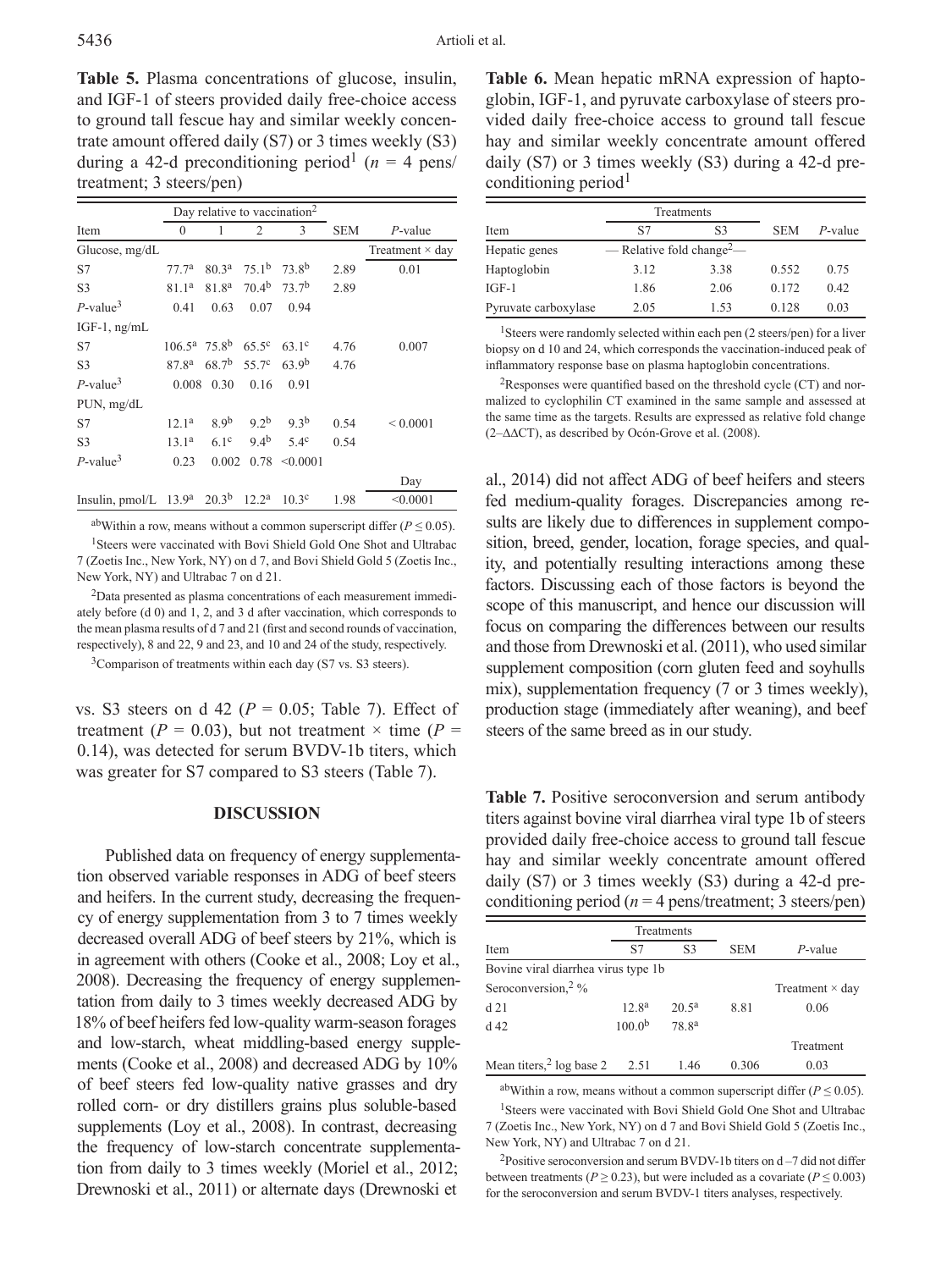**Table 5.** Plasma concentrations of glucose, insulin, and IGF-1 of steers provided daily free-choice access to ground tall fescue hay and similar weekly concentrate amount offered daily (S7) or 3 times weekly (S3) during a 42-d preconditioning period[1] ($n$ = 4 pens/treatment; 3 steers/pen)

| | Day relative to vaccination[2] | | | | | |
|---|---|---|---|---|---|---|
| Item | 0 | 1 | 2 | 3 | SEM | *P*-value |
| Glucose, mg/dL | | | | | | Treatment × day |
| S7 | 77.7[a] | 80.3[a] | 75.1[b] | 73.8[b] | 2.89 | 0.01 |
| S3 | 81.1[a] | 81.8[a] | 70.4[b] | 73.7[b] | 2.89 | |
| *P*-value[3] | 0.41 | 0.63 | 0.07 | 0.94 | | |
| IGF-1, ng/mL | | | | | | |
| S7 | 106.5[a] | 75.8[b] | 65.5[c] | 63.1[c] | 4.76 | 0.007 |
| S3 | 87.8[a] | 68.7[b] | 55.7[c] | 63.9[b] | 4.76 | |
| *P*-value[3] | 0.008 | 0.30 | 0.16 | 0.91 | | |
| PUN, mg/dL | | | | | | |
| S7 | 12.1[a] | 8.9[b] | 9.2[b] | 9.3[b] | 0.54 | < 0.0001 |
| S3 | 13.1[a] | 6.1[c] | 9.4[b] | 5.4[c] | 0.54 | |
| *P*-value[3] | 0.23 | 0.002 | 0.78 | <0.0001 | | |
| | | | | | | Day |
| Insulin, pmol/L | 13.9[a] | 20.3[b] | 12.2[a] | 10.3[c] | 1.98 | <0.0001 |

[ab]Within a row, means without a common superscript differ ($P \leq 0.05$).

[1]Steers were vaccinated with Bovi Shield Gold One Shot and Ultrabac 7 (Zoetis Inc., New York, NY) on d 7, and Bovi Shield Gold 5 (Zoetis Inc., New York, NY) and Ultrabac 7 on d 21.

[2]Data presented as plasma concentrations of each measurement immediately before (d 0) and 1, 2, and 3 d after vaccination, which corresponds to the mean plasma results of d 7 and 21 (first and second rounds of vaccination, respectively), 8 and 22, 9 and 23, and 10 and 24 of the study, respectively.

[3]Comparison of treatments within each day (S7 vs. S3 steers).

vs. S3 steers on d 42 ($P$ = 0.05; Table 7). Effect of treatment ($P$ = 0.03), but not treatment × time ($P$ = 0.14), was detected for serum BVDV-1b titers, which was greater for S7 compared to S3 steers (Table 7).

## DISCUSSION

Published data on frequency of energy supplementation observed variable responses in ADG of beef steers and heifers. In the current study, decreasing the frequency of energy supplementation from 3 to 7 times weekly decreased overall ADG of beef steers by 21%, which is in agreement with others (Cooke et al., 2008; Loy et al., 2008). Decreasing the frequency of energy supplementation from daily to 3 times weekly decreased ADG by 18% of beef heifers fed low-quality warm-season forages and low-starch, wheat middling-based energy supplements (Cooke et al., 2008) and decreased ADG by 10% of beef steers fed low-quality native grasses and dry rolled corn- or dry distillers grains plus soluble-based supplements (Loy et al., 2008). In contrast, decreasing the frequency of low-starch concentrate supplementation from daily to 3 times weekly (Moriel et al., 2012; Drewnoski et al., 2011) or alternate days (Drewnoski et al., 2014) did not affect ADG of beef heifers and steers fed medium-quality forages. Discrepancies among results are likely due to differences in supplement composition, breed, gender, location, forage species, and quality, and potentially resulting interactions among these factors. Discussing each of those factors is beyond the scope of this manuscript, and hence our discussion will focus on comparing the differences between our results and those from Drewnoski et al. (2011), who used similar supplement composition (corn gluten feed and soyhulls mix), supplementation frequency (7 or 3 times weekly), production stage (immediately after weaning), and beef steers of the same breed as in our study.

**Table 6.** Mean hepatic mRNA expression of haptoglobin, IGF-1, and pyruvate carboxylase of steers provided daily free-choice access to ground tall fescue hay and similar weekly concentrate amount offered daily (S7) or 3 times weekly (S3) during a 42-d preconditioning period[1]

| | Treatments | | | |
|---|---|---|---|---|
| Item | S7 | S3 | SEM | *P*-value |
| Hepatic genes | — Relative fold change[2] — | | | |
| Haptoglobin | 3.12 | 3.38 | 0.552 | 0.75 |
| IGF-1 | 1.86 | 2.06 | 0.172 | 0.42 |
| Pyruvate carboxylase | 2.05 | 1.53 | 0.128 | 0.03 |

[1]Steers were randomly selected within each pen (2 steers/pen) for a liver biopsy on d 10 and 24, which corresponds the vaccination-induced peak of inflammatory response base on plasma haptoglobin concentrations.

[2]Responses were quantified based on the threshold cycle (CT) and normalized to cyclophilin CT examined in the same sample and assessed at the same time as the targets. Results are expressed as relative fold change ($2^{-\Delta\Delta CT}$), as described by Ocón-Grove et al. (2008).

**Table 7.** Positive seroconversion and serum antibody titers against bovine viral diarrhea viral type 1b of steers provided daily free-choice access to ground tall fescue hay and similar weekly concentrate amount offered daily (S7) or 3 times weekly (S3) during a 42-d preconditioning period ($n$ = 4 pens/treatment; 3 steers/pen)

| | Treatments | | | |
|---|---|---|---|---|
| Item | S7 | S3 | SEM | *P*-value |
| Bovine viral diarrhea virus type 1b | | | | |
| Seroconversion,[2] % | | | | Treatment × day |
| d 21 | 12.8[a] | 20.5[a] | 8.81 | 0.06 |
| d 42 | 100.0[b] | 78.8[a] | | |
| | | | | Treatment |
| Mean titers,[2] log base 2 | 2.51 | 1.46 | 0.306 | 0.03 |

[ab]Within a row, means without a common superscript differ ($P \leq 0.05$).

[1]Steers were vaccinated with Bovi Shield Gold One Shot and Ultrabac 7 (Zoetis Inc., New York, NY) on d 7 and Bovi Shield Gold 5 (Zoetis Inc., New York, NY) and Ultrabac 7 on d 21.

[2]Positive seroconversion and serum BVDV-1b titers on d –7 did not differ between treatments ($P \geq 0.23$), but were included as a covariate ($P \leq 0.003$) for the seroconversion and serum BVDV-1 titers analyses, respectively.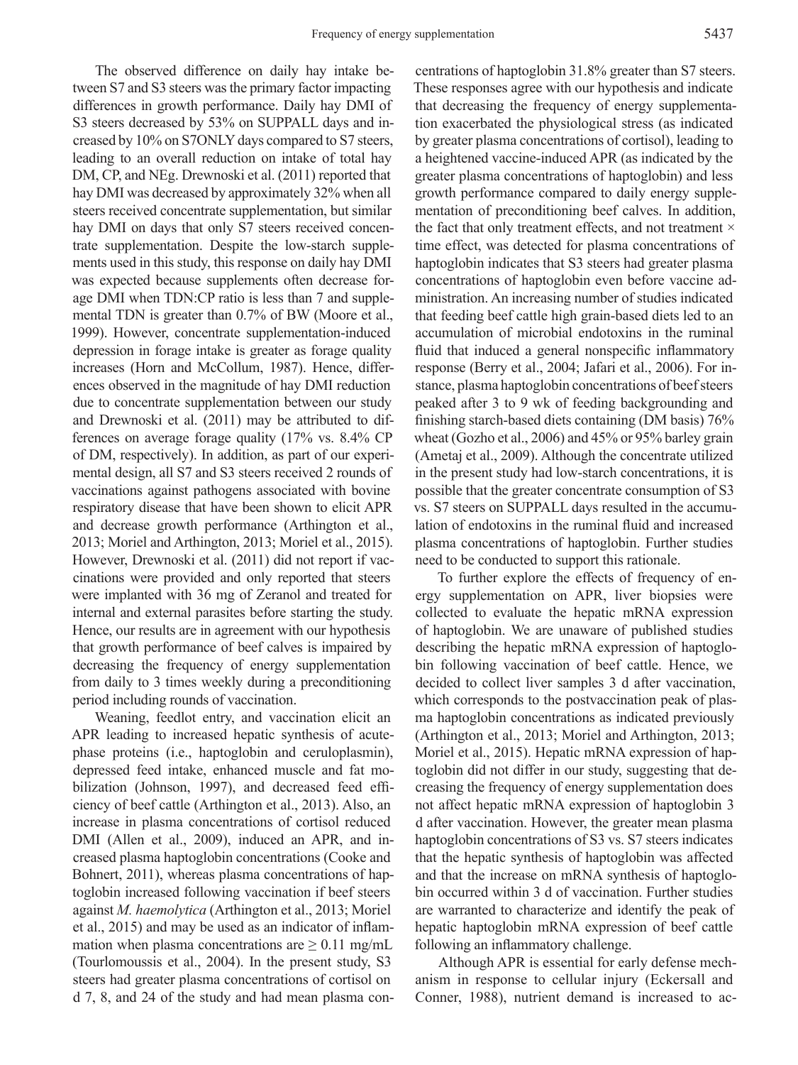The observed difference on daily hay intake between S7 and S3 steers was the primary factor impacting differences in growth performance. Daily hay DMI of S3 steers decreased by 53% on SUPPALL days and increased by 10% on S7ONLY days compared to S7 steers, leading to an overall reduction on intake of total hay DM, CP, and NEg. Drewnoski et al. (2011) reported that hay DMI was decreased by approximately 32% when all steers received concentrate supplementation, but similar hay DMI on days that only S7 steers received concentrate supplementation. Despite the low-starch supplements used in this study, this response on daily hay DMI was expected because supplements often decrease forage DMI when TDN:CP ratio is less than 7 and supplemental TDN is greater than 0.7% of BW (Moore et al., 1999). However, concentrate supplementation-induced depression in forage intake is greater as forage quality increases (Horn and McCollum, 1987). Hence, differences observed in the magnitude of hay DMI reduction due to concentrate supplementation between our study and Drewnoski et al. (2011) may be attributed to differences on average forage quality (17% vs. 8.4% CP of DM, respectively). In addition, as part of our experimental design, all S7 and S3 steers received 2 rounds of vaccinations against pathogens associated with bovine respiratory disease that have been shown to elicit APR and decrease growth performance (Arthington et al., 2013; Moriel and Arthington, 2013; Moriel et al., 2015). However, Drewnoski et al. (2011) did not report if vaccinations were provided and only reported that steers were implanted with 36 mg of Zeranol and treated for internal and external parasites before starting the study. Hence, our results are in agreement with our hypothesis that growth performance of beef calves is impaired by decreasing the frequency of energy supplementation from daily to 3 times weekly during a preconditioning period including rounds of vaccination.

Weaning, feedlot entry, and vaccination elicit an APR leading to increased hepatic synthesis of acute-phase proteins (i.e., haptoglobin and ceruloplasmin), depressed feed intake, enhanced muscle and fat mobilization (Johnson, 1997), and decreased feed efficiency of beef cattle (Arthington et al., 2013). Also, an increase in plasma concentrations of cortisol reduced DMI (Allen et al., 2009), induced an APR, and increased plasma haptoglobin concentrations (Cooke and Bohnert, 2011), whereas plasma concentrations of haptoglobin increased following vaccination if beef steers against *M. haemolytica* (Arthington et al., 2013; Moriel et al., 2015) and may be used as an indicator of inflammation when plasma concentrations are $\geq 0.11$ mg/mL (Tourlomoussis et al., 2004). In the present study, S3 steers had greater plasma concentrations of cortisol on d 7, 8, and 24 of the study and had mean plasma concentrations of haptoglobin 31.8% greater than S7 steers. These responses agree with our hypothesis and indicate that decreasing the frequency of energy supplementation exacerbated the physiological stress (as indicated by greater plasma concentrations of cortisol), leading to a heightened vaccine-induced APR (as indicated by the greater plasma concentrations of haptoglobin) and less growth performance compared to daily energy supplementation of preconditioning beef calves. In addition, the fact that only treatment effects, and not treatment × time effect, was detected for plasma concentrations of haptoglobin indicates that S3 steers had greater plasma concentrations of haptoglobin even before vaccine administration. An increasing number of studies indicated that feeding beef cattle high grain-based diets led to an accumulation of microbial endotoxins in the ruminal fluid that induced a general nonspecific inflammatory response (Berry et al., 2004; Jafari et al., 2006). For instance, plasma haptoglobin concentrations of beef steers peaked after 3 to 9 wk of feeding backgrounding and finishing starch-based diets containing (DM basis) 76% wheat (Gozho et al., 2006) and 45% or 95% barley grain (Ametaj et al., 2009). Although the concentrate utilized in the present study had low-starch concentrations, it is possible that the greater concentrate consumption of S3 vs. S7 steers on SUPPALL days resulted in the accumulation of endotoxins in the ruminal fluid and increased plasma concentrations of haptoglobin. Further studies need to be conducted to support this rationale.

To further explore the effects of frequency of energy supplementation on APR, liver biopsies were collected to evaluate the hepatic mRNA expression of haptoglobin. We are unaware of published studies describing the hepatic mRNA expression of haptoglobin following vaccination of beef cattle. Hence, we decided to collect liver samples 3 d after vaccination, which corresponds to the postvaccination peak of plasma haptoglobin concentrations as indicated previously (Arthington et al., 2013; Moriel and Arthington, 2013; Moriel et al., 2015). Hepatic mRNA expression of haptoglobin did not differ in our study, suggesting that decreasing the frequency of energy supplementation does not affect hepatic mRNA expression of haptoglobin 3 d after vaccination. However, the greater mean plasma haptoglobin concentrations of S3 vs. S7 steers indicates that the hepatic synthesis of haptoglobin was affected and that the increase on mRNA synthesis of haptoglobin occurred within 3 d of vaccination. Further studies are warranted to characterize and identify the peak of hepatic haptoglobin mRNA expression of beef cattle following an inflammatory challenge.

Although APR is essential for early defense mechanism in response to cellular injury (Eckersall and Conner, 1988), nutrient demand is increased to ac-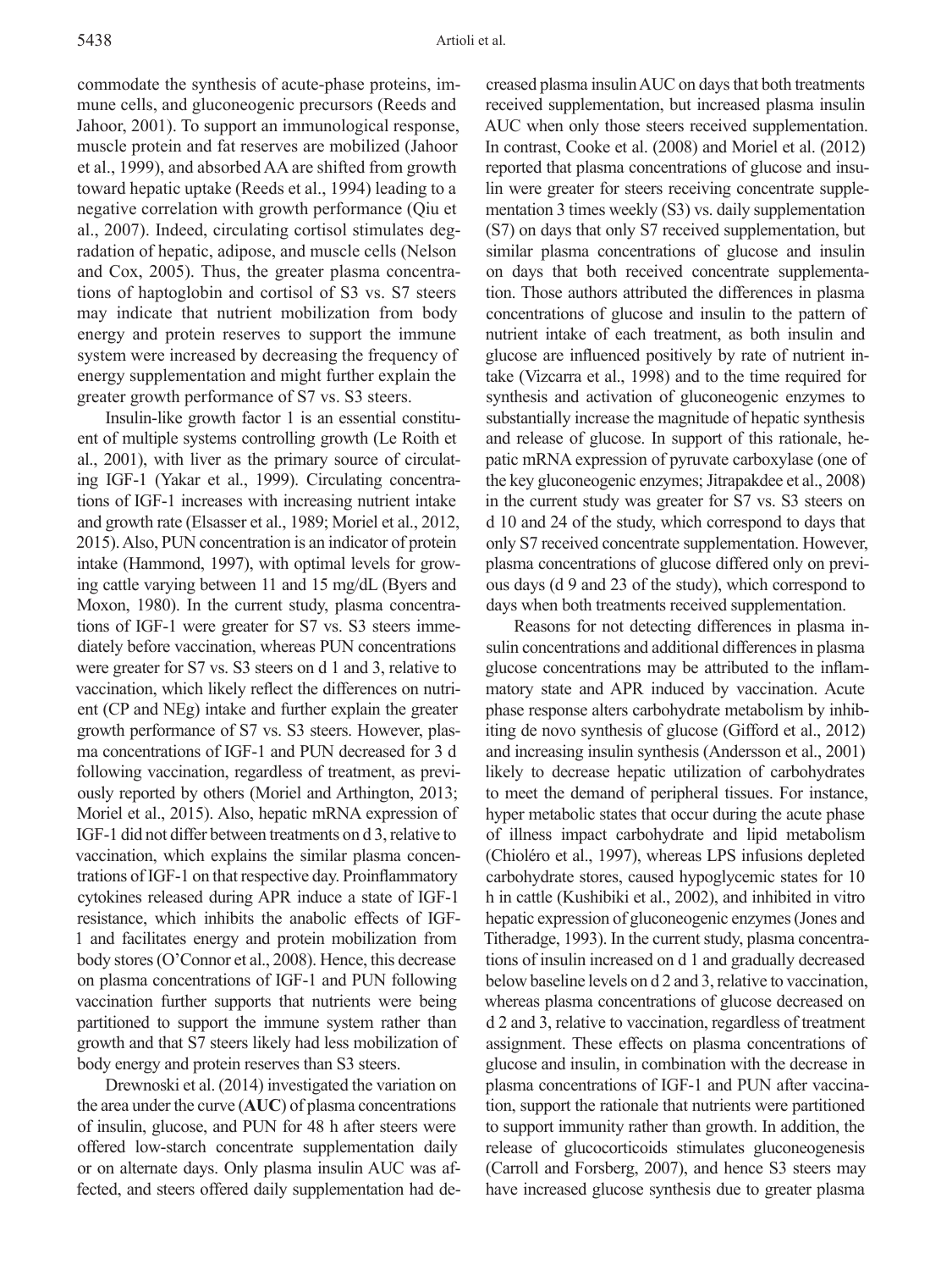commodate the synthesis of acute-phase proteins, immune cells, and gluconeogenic precursors (Reeds and Jahoor, 2001). To support an immunological response, muscle protein and fat reserves are mobilized (Jahoor et al., 1999), and absorbed AA are shifted from growth toward hepatic uptake (Reeds et al., 1994) leading to a negative correlation with growth performance (Qiu et al., 2007). Indeed, circulating cortisol stimulates degradation of hepatic, adipose, and muscle cells (Nelson and Cox, 2005). Thus, the greater plasma concentrations of haptoglobin and cortisol of S3 vs. S7 steers may indicate that nutrient mobilization from body energy and protein reserves to support the immune system were increased by decreasing the frequency of energy supplementation and might further explain the greater growth performance of S7 vs. S3 steers.

Insulin-like growth factor 1 is an essential constituent of multiple systems controlling growth (Le Roith et al., 2001), with liver as the primary source of circulating IGF-1 (Yakar et al., 1999). Circulating concentrations of IGF-1 increases with increasing nutrient intake and growth rate (Elsasser et al., 1989; Moriel et al., 2012, 2015). Also, PUN concentration is an indicator of protein intake (Hammond, 1997), with optimal levels for growing cattle varying between 11 and 15 mg/dL (Byers and Moxon, 1980). In the current study, plasma concentrations of IGF-1 were greater for S7 vs. S3 steers immediately before vaccination, whereas PUN concentrations were greater for S7 vs. S3 steers on d 1 and 3, relative to vaccination, which likely reflect the differences on nutrient (CP and NEg) intake and further explain the greater growth performance of S7 vs. S3 steers. However, plasma concentrations of IGF-1 and PUN decreased for 3 d following vaccination, regardless of treatment, as previously reported by others (Moriel and Arthington, 2013; Moriel et al., 2015). Also, hepatic mRNA expression of IGF-1 did not differ between treatments on d 3, relative to vaccination, which explains the similar plasma concentrations of IGF-1 on that respective day. Proinflammatory cytokines released during APR induce a state of IGF-1 resistance, which inhibits the anabolic effects of IGF-1 and facilitates energy and protein mobilization from body stores (O'Connor et al., 2008). Hence, this decrease on plasma concentrations of IGF-1 and PUN following vaccination further supports that nutrients were being partitioned to support the immune system rather than growth and that S7 steers likely had less mobilization of body energy and protein reserves than S3 steers.

Drewnoski et al. (2014) investigated the variation on the area under the curve (**AUC**) of plasma concentrations of insulin, glucose, and PUN for 48 h after steers were offered low-starch concentrate supplementation daily or on alternate days. Only plasma insulin AUC was affected, and steers offered daily supplementation had decreased plasma insulin AUC on days that both treatments received supplementation, but increased plasma insulin AUC when only those steers received supplementation. In contrast, Cooke et al. (2008) and Moriel et al. (2012) reported that plasma concentrations of glucose and insulin were greater for steers receiving concentrate supplementation 3 times weekly (S3) vs. daily supplementation (S7) on days that only S7 received supplementation, but similar plasma concentrations of glucose and insulin on days that both received concentrate supplementation. Those authors attributed the differences in plasma concentrations of glucose and insulin to the pattern of nutrient intake of each treatment, as both insulin and glucose are influenced positively by rate of nutrient intake (Vizcarra et al., 1998) and to the time required for synthesis and activation of gluconeogenic enzymes to substantially increase the magnitude of hepatic synthesis and release of glucose. In support of this rationale, hepatic mRNA expression of pyruvate carboxylase (one of the key gluconeogenic enzymes; Jitrapakdee et al., 2008) in the current study was greater for S7 vs. S3 steers on d 10 and 24 of the study, which correspond to days that only S7 received concentrate supplementation. However, plasma concentrations of glucose differed only on previous days (d 9 and 23 of the study), which correspond to days when both treatments received supplementation.

Reasons for not detecting differences in plasma insulin concentrations and additional differences in plasma glucose concentrations may be attributed to the inflammatory state and APR induced by vaccination. Acute phase response alters carbohydrate metabolism by inhibiting de novo synthesis of glucose (Gifford et al., 2012) and increasing insulin synthesis (Andersson et al., 2001) likely to decrease hepatic utilization of carbohydrates to meet the demand of peripheral tissues. For instance, hyper metabolic states that occur during the acute phase of illness impact carbohydrate and lipid metabolism (Chioléro et al., 1997), whereas LPS infusions depleted carbohydrate stores, caused hypoglycemic states for 10 h in cattle (Kushibiki et al., 2002), and inhibited in vitro hepatic expression of gluconeogenic enzymes (Jones and Titheradge, 1993). In the current study, plasma concentrations of insulin increased on d 1 and gradually decreased below baseline levels on d 2 and 3, relative to vaccination, whereas plasma concentrations of glucose decreased on d 2 and 3, relative to vaccination, regardless of treatment assignment. These effects on plasma concentrations of glucose and insulin, in combination with the decrease in plasma concentrations of IGF-1 and PUN after vaccination, support the rationale that nutrients were partitioned to support immunity rather than growth. In addition, the release of glucocorticoids stimulates gluconeogenesis (Carroll and Forsberg, 2007), and hence S3 steers may have increased glucose synthesis due to greater plasma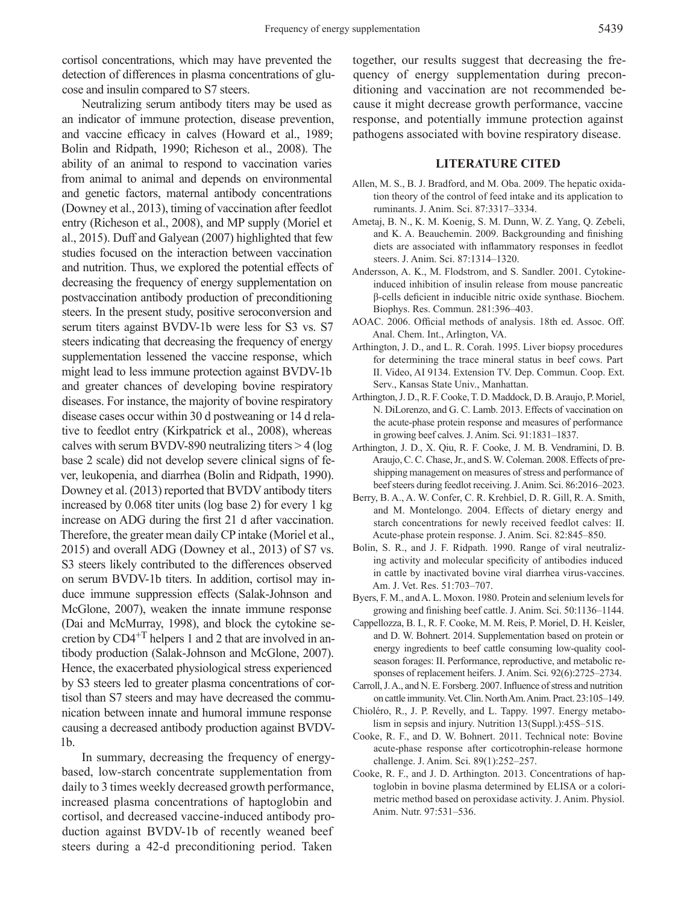cortisol concentrations, which may have prevented the detection of differences in plasma concentrations of glucose and insulin compared to S7 steers.

Neutralizing serum antibody titers may be used as an indicator of immune protection, disease prevention, and vaccine efficacy in calves (Howard et al., 1989; Bolin and Ridpath, 1990; Richeson et al., 2008). The ability of an animal to respond to vaccination varies from animal to animal and depends on environmental and genetic factors, maternal antibody concentrations (Downey et al., 2013), timing of vaccination after feedlot entry (Richeson et al., 2008), and MP supply (Moriel et al., 2015). Duff and Galyean (2007) highlighted that few studies focused on the interaction between vaccination and nutrition. Thus, we explored the potential effects of decreasing the frequency of energy supplementation on postvaccination antibody production of preconditioning steers. In the present study, positive seroconversion and serum titers against BVDV-1b were less for S3 vs. S7 steers indicating that decreasing the frequency of energy supplementation lessened the vaccine response, which might lead to less immune protection against BVDV-1b and greater chances of developing bovine respiratory diseases. For instance, the majority of bovine respiratory disease cases occur within 30 d postweaning or 14 d relative to feedlot entry (Kirkpatrick et al., 2008), whereas calves with serum BVDV-890 neutralizing titers > 4 (log base 2 scale) did not develop severe clinical signs of fever, leukopenia, and diarrhea (Bolin and Ridpath, 1990). Downey et al. (2013) reported that BVDV antibody titers increased by 0.068 titer units (log base 2) for every 1 kg increase on ADG during the first 21 d after vaccination. Therefore, the greater mean daily CP intake (Moriel et al., 2015) and overall ADG (Downey et al., 2013) of S7 vs. S3 steers likely contributed to the differences observed on serum BVDV-1b titers. In addition, cortisol may induce immune suppression effects (Salak-Johnson and McGlone, 2007), weaken the innate immune response (Dai and McMurray, 1998), and block the cytokine secretion by $CD4^{+T}$ helpers 1 and 2 that are involved in antibody production (Salak-Johnson and McGlone, 2007). Hence, the exacerbated physiological stress experienced by S3 steers led to greater plasma concentrations of cortisol than S7 steers and may have decreased the communication between innate and humoral immune response causing a decreased antibody production against BVDV-1b.

In summary, decreasing the frequency of energy-based, low-starch concentrate supplementation from daily to 3 times weekly decreased growth performance, increased plasma concentrations of haptoglobin and cortisol, and decreased vaccine-induced antibody production against BVDV-1b of recently weaned beef steers during a 42-d preconditioning period. Taken together, our results suggest that decreasing the frequency of energy supplementation during preconditioning and vaccination are not recommended because it might decrease growth performance, vaccine response, and potentially immune protection against pathogens associated with bovine respiratory disease.

## LITERATURE CITED

Allen, M. S., B. J. Bradford, and M. Oba. 2009. The hepatic oxidation theory of the control of feed intake and its application to ruminants. J. Anim. Sci. 87:3317–3334.

Ametaj, B. N., K. M. Koenig, S. M. Dunn, W. Z. Yang, Q. Zebeli, and K. A. Beauchemin. 2009. Backgrounding and finishing diets are associated with inflammatory responses in feedlot steers. J. Anim. Sci. 87:1314–1320.

Andersson, A. K., M. Flodstrom, and S. Sandler. 2001. Cytokine-induced inhibition of insulin release from mouse pancreatic β-cells deficient in inducible nitric oxide synthase. Biochem. Biophys. Res. Commun. 281:396–403.

AOAC. 2006. Official methods of analysis. 18th ed. Assoc. Off. Anal. Chem. Int., Arlington, VA.

Arthington, J. D., and L. R. Corah. 1995. Liver biopsy procedures for determining the trace mineral status in beef cows. Part II. Video, AI 9134. Extension TV. Dep. Commun. Coop. Ext. Serv., Kansas State Univ., Manhattan.

Arthington, J. D., R. F. Cooke, T. D. Maddock, D. B. Araujo, P. Moriel, N. DiLorenzo, and G. C. Lamb. 2013. Effects of vaccination on the acute-phase protein response and measures of performance in growing beef calves. J. Anim. Sci. 91:1831–1837.

Arthington, J. D., X. Qiu, R. F. Cooke, J. M. B. Vendramini, D. B. Araujo, C. C. Chase, Jr., and S. W. Coleman. 2008. Effects of preshipping management on measures of stress and performance of beef steers during feedlot receiving. J. Anim. Sci. 86:2016–2023.

Berry, B. A., A. W. Confer, C. R. Krehbiel, D. R. Gill, R. A. Smith, and M. Montelongo. 2004. Effects of dietary energy and starch concentrations for newly received feedlot calves: II. Acute-phase protein response. J. Anim. Sci. 82:845–850.

Bolin, S. R., and J. F. Ridpath. 1990. Range of viral neutralizing activity and molecular specificity of antibodies induced in cattle by inactivated bovine viral diarrhea virus-vaccines. Am. J. Vet. Res. 51:703–707.

Byers, F. M., and A. L. Moxon. 1980. Protein and selenium levels for growing and finishing beef cattle. J. Anim. Sci. 50:1136–1144.

Cappellozza, B. I., R. F. Cooke, M. M. Reis, P. Moriel, D. H. Keisler, and D. W. Bohnert. 2014. Supplementation based on protein or energy ingredients to beef cattle consuming low-quality cool-season forages: II. Performance, reproductive, and metabolic responses of replacement heifers. J. Anim. Sci. 92(6):2725–2734.

Carroll, J. A., and N. E. Forsberg. 2007. Influence of stress and nutrition on cattle immunity. Vet. Clin. North Am. Anim. Pract. 23:105–149.

Chioléro, R., J. P. Revelly, and L. Tappy. 1997. Energy metabolism in sepsis and injury. Nutrition 13(Suppl.):45S–51S.

Cooke, R. F., and D. W. Bohnert. 2011. Technical note: Bovine acute-phase response after corticotrophin-release hormone challenge. J. Anim. Sci. 89(1):252–257.

Cooke, R. F., and J. D. Arthington. 2013. Concentrations of haptoglobin in bovine plasma determined by ELISA or a colorimetric method based on peroxidase activity. J. Anim. Physiol. Anim. Nutr. 97:531–536.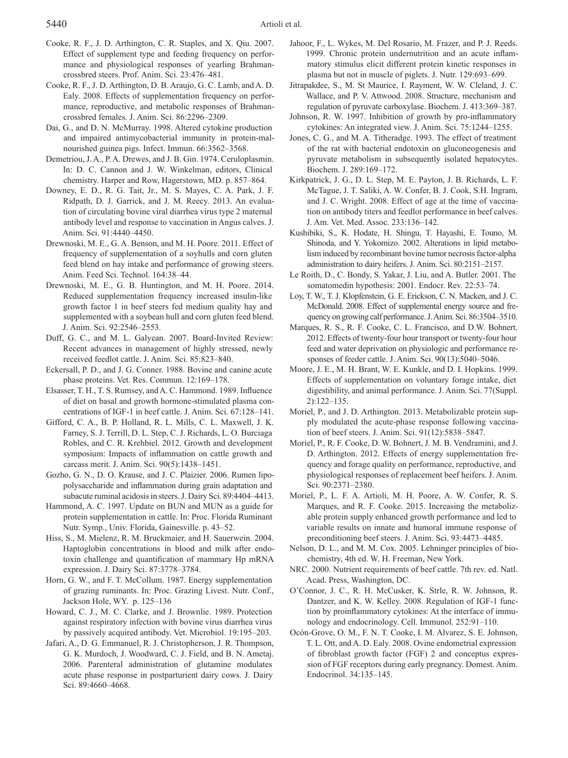Cooke, R. F., J. D. Arthington, C. R. Staples, and X. Qiu. 2007. Effect of supplement type and feeding frequency on performance and physiological responses of yearling Brahman-crossbred steers. Prof. Anim. Sci. 23:476–481.

Cooke, R. F., J. D. Arthington, D. B. Araujo, G. C. Lamb, and A. D. Ealy. 2008. Effects of supplementation frequency on performance, reproductive, and metabolic responses of Brahman-crossbred females. J. Anim. Sci. 86:2296–2309.

Dai, G., and D. N. McMurray. 1998. Altered cytokine production and impaired antimycobacterial immunity in protein-malnourished guinea pigs. Infect. Immun. 66:3562–3568.

Demetriou, J. A., P. A. Drewes, and J. B. Gin. 1974. Ceruloplasmin. In: D. C. Cannon and J. W. Winkelman, editors, Clinical chemistry. Harper and Row, Hagerstown, MD. p. 857–864.

Downey, E. D., R. G. Tait, Jr., M. S. Mayes, C. A. Park, J. F. Ridpath, D. J. Garrick, and J. M. Reecy. 2013. An evaluation of circulating bovine viral diarrhea virus type 2 maternal antibody level and response to vaccination in Angus calves. J. Anim. Sci. 91:4440–4450.

Drewnoski, M. E., G. A. Benson, and M. H. Poore. 2011. Effect of frequency of supplementation of a soyhulls and corn gluten feed blend on hay intake and performance of growing steers. Anim. Feed Sci. Technol. 164:38–44.

Drewnoski, M. E., G. B. Huntington, and M. H. Poore. 2014. Reduced supplementation frequency increased insulin-like growth factor 1 in beef steers fed medium quality hay and supplemented with a soybean hull and corn gluten feed blend. J. Anim. Sci. 92:2546–2553.

Duff, G. C., and M. L. Galyean. 2007. Board-Invited Review: Recent advances in management of highly stressed, newly received feedlot cattle. J. Anim. Sci. 85:823–840.

Eckersall, P. D., and J. G. Conner. 1988. Bovine and canine acute phase proteins. Vet. Res. Commun. 12:169–178.

Elsasser, T. H., T. S. Rumsey, and A. C. Hammond. 1989. Influence of diet on basal and growth hormone-stimulated plasma concentrations of IGF-1 in beef cattle. J. Anim. Sci. 67:128–141.

Gifford, C. A., B. P. Holland, R. L. Mills, C. L. Maxwell, J. K. Farney, S. J. Terrill, D. L. Step, C. J. Richards, L. O. Burciaga Robles, and C. R. Krehbiel. 2012. Growth and development symposium: Impacts of inflammation on cattle growth and carcass merit. J. Anim. Sci. 90(5):1438–1451.

Gozho, G. N., D. O. Krause, and J. C. Plaizier. 2006. Rumen lipopolysaccharide and inflammation during grain adaptation and subacute ruminal acidosis in steers. J. Dairy Sci. 89:4404–4413.

Hammond, A. C. 1997. Update on BUN and MUN as a guide for protein supplementation in cattle. In: Proc. Florida Ruminant Nutr. Symp., Univ. Florida, Gainesville. p. 43–52.

Hiss, S., M. Mielenz, R. M. Bruckmaier, and H. Sauerwein. 2004. Haptoglobin concentrations in blood and milk after endotoxin challenge and quantification of mammary Hp mRNA expression. J. Dairy Sci. 87:3778–3784.

Horn, G. W., and F. T. McCollum. 1987. Energy supplementation of grazing ruminants. In: Proc. Grazing Livest. Nutr. Conf., Jackson Hole, WY. p. 125–136

Howard, C. J., M. C. Clarke, and J. Brownlie. 1989. Protection against respiratory infection with bovine virus diarrhea virus by passively acquired antibody. Vet. Microbiol. 19:195–203.

Jafari, A., D. G. Emmanuel, R. J. Christopherson, J. R. Thompson, G. K. Murdoch, J. Woodward, C. J. Field, and B. N. Ametaj. 2006. Parenteral administration of glutamine modulates acute phase response in postparturient dairy cows. J. Dairy Sci. 89:4660–4668.

Jahoor, F., L. Wykes, M. Del Rosario, M. Frazer, and P. J. Reeds. 1999. Chronic protein undernutrition and an acute inflammatory stimulus elicit different protein kinetic responses in plasma but not in muscle of piglets. J. Nutr. 129:693–699.

Jitrapakdee, S., M. St Maurice, I. Rayment, W. W. Cleland, J. C. Wallace, and P. V. Attwood. 2008. Structure, mechanism and regulation of pyruvate carboxylase. Biochem. J. 413:369–387.

Johnson, R. W. 1997. Inhibition of growth by pro-inflammatory cytokines: An integrated view. J. Anim. Sci. 75:1244–1255.

Jones, C. G., and M. A. Titheradge. 1993. The effect of treatment of the rat with bacterial endotoxin on gluconeogenesis and pyruvate metabolism in subsequently isolated hepatocytes. Biochem. J. 289:169–172.

Kirkpatrick, J. G., D. L. Step, M. E. Payton, J. B. Richards, L. F. McTague, J. T. Saliki, A. W. Confer, B. J. Cook, S.H. Ingram, and J. C. Wright. 2008. Effect of age at the time of vaccination on antibody titers and feedlot performance in beef calves. J. Am. Vet. Med. Assoc. 233:136–142.

Kushibiki, S., K. Hodate, H. Shingu, T. Hayashi, E. Touno, M. Shinoda, and Y. Yokomizo. 2002. Alterations in lipid metabolism induced by recombinant bovine tumor necrosis factor-alpha administration to dairy heifers. J. Anim. Sci. 80:2151–2157.

Le Roith, D., C. Bondy, S. Yakar, J. Liu, and A. Butler. 2001. The somatomedin hypothesis: 2001. Endocr. Rev. 22:53–74.

Loy, T. W., T. J. Klopfenstein, G. E. Erickson, C. N. Macken, and J. C. McDonald. 2008. Effect of supplemental energy source and frequency on growing calf performance. J. Anim. Sci. 86:3504–3510.

Marques, R. S., R. F. Cooke, C. L. Francisco, and D.W. Bohnert. 2012. Effects of twenty-four hour transport or twenty-four hour feed and water deprivation on physiologic and performance responses of feeder cattle. J. Anim. Sci. 90(13):5040–5046.

Moore, J. E., M. H. Brant, W. E. Kunkle, and D. I. Hopkins. 1999. Effects of supplementation on voluntary forage intake, diet digestibility, and animal performance. J. Anim. Sci. 77(Suppl. 2):122–135.

Moriel, P., and J. D. Arthington. 2013. Metabolizable protein supply modulated the acute-phase response following vaccination of beef steers. J. Anim. Sci. 91(12):5838–5847.

Moriel, P., R. F. Cooke, D. W. Bohnert, J. M. B. Vendramini, and J. D. Arthington. 2012. Effects of energy supplementation frequency and forage quality on performance, reproductive, and physiological responses of replacement beef heifers. J. Anim. Sci. 90:2371–2380.

Moriel, P., L. F. A. Artioli, M. H. Poore, A. W. Confer, R. S. Marques, and R. F. Cooke. 2015. Increasing the metabolizable protein supply enhanced growth performance and led to variable results on innate and humoral immune response of preconditioning beef steers. J. Anim. Sci. 93:4473–4485.

Nelson, D. L., and M. M. Cox. 2005. Lehninger principles of biochemistry, 4th ed. W. H. Freeman, New York.

NRC. 2000. Nutrient requirements of beef cattle. 7th rev. ed. Natl. Acad. Press, Washington, DC.

O'Connor, J. C., R. H. McCusker, K. Strle, R. W. Johnson, R. Dantzer, and K. W. Kelley. 2008. Regulation of IGF-1 function by proinflammatory cytokines: At the interface of immunology and endocrinology. Cell. Immunol. 252:91–110.

Ocón-Grove, O. M., F. N. T. Cooke, I. M. Alvarez, S. E. Johnson, T. L. Ott, and A. D. Ealy. 2008. Ovine endometrial expression of fibroblast growth factor (FGF) 2 and conceptus expression of FGF receptors during early pregnancy. Domest. Anim. Endocrinol. 34:135–145.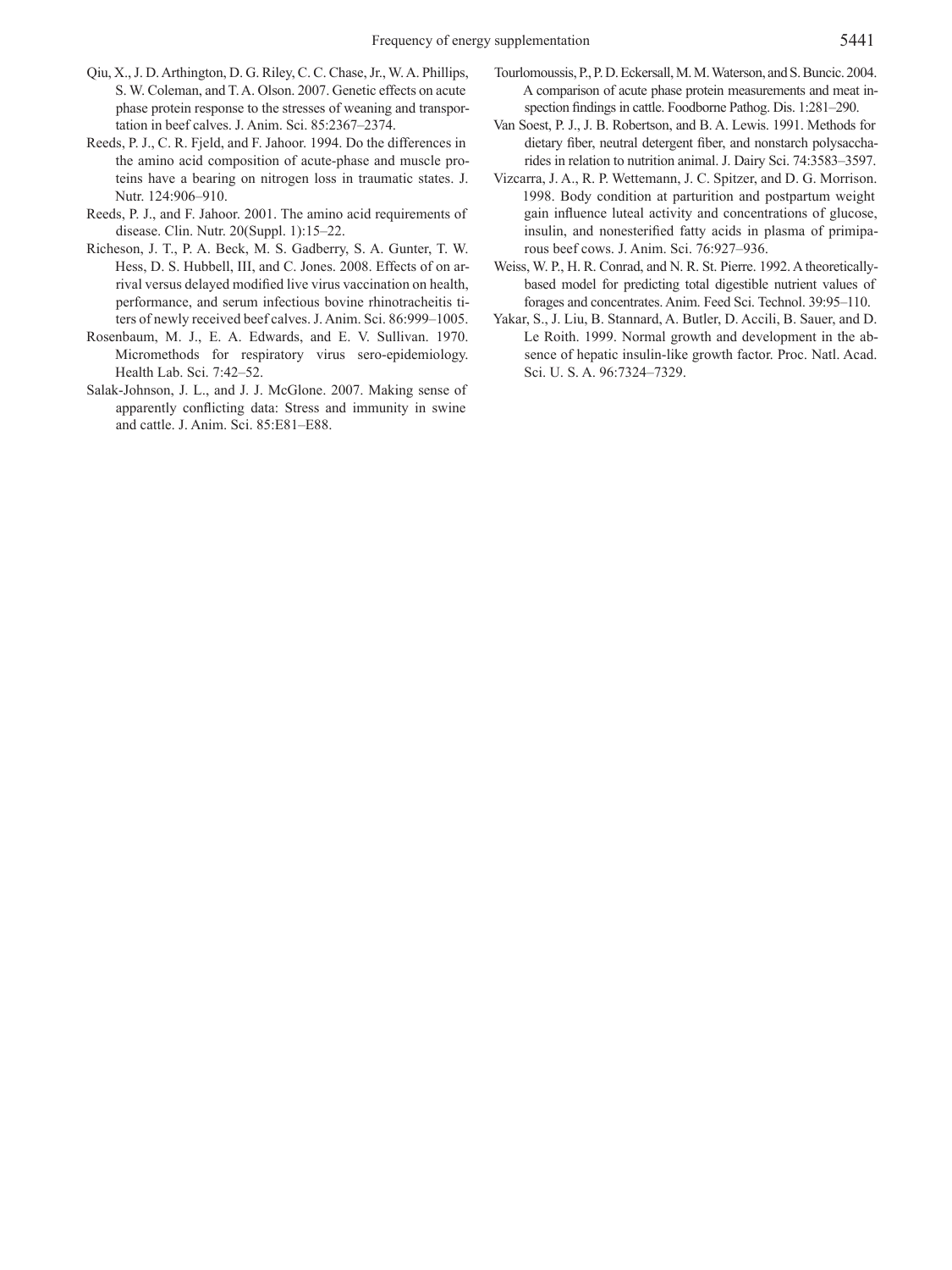Qiu, X., J. D. Arthington, D. G. Riley, C. C. Chase, Jr., W. A. Phillips, S. W. Coleman, and T. A. Olson. 2007. Genetic effects on acute phase protein response to the stresses of weaning and transportation in beef calves. J. Anim. Sci. 85:2367–2374.

Reeds, P. J., C. R. Fjeld, and F. Jahoor. 1994. Do the differences in the amino acid composition of acute-phase and muscle proteins have a bearing on nitrogen loss in traumatic states. J. Nutr. 124:906–910.

Reeds, P. J., and F. Jahoor. 2001. The amino acid requirements of disease. Clin. Nutr. 20(Suppl. 1):15–22.

Richeson, J. T., P. A. Beck, M. S. Gadberry, S. A. Gunter, T. W. Hess, D. S. Hubbell, III, and C. Jones. 2008. Effects of on arrival versus delayed modified live virus vaccination on health, performance, and serum infectious bovine rhinotracheitis titers of newly received beef calves. J. Anim. Sci. 86:999–1005.

Rosenbaum, M. J., E. A. Edwards, and E. V. Sullivan. 1970. Micromethods for respiratory virus sero-epidemiology. Health Lab. Sci. 7:42–52.

Salak-Johnson, J. L., and J. J. McGlone. 2007. Making sense of apparently conflicting data: Stress and immunity in swine and cattle. J. Anim. Sci. 85:E81–E88.

Tourlomoussis, P., P. D. Eckersall, M. M. Waterson, and S. Buncic. 2004. A comparison of acute phase protein measurements and meat inspection findings in cattle. Foodborne Pathog. Dis. 1:281–290.

Van Soest, P. J., J. B. Robertson, and B. A. Lewis. 1991. Methods for dietary fiber, neutral detergent fiber, and nonstarch polysaccharides in relation to nutrition animal. J. Dairy Sci. 74:3583–3597.

Vizcarra, J. A., R. P. Wettemann, J. C. Spitzer, and D. G. Morrison. 1998. Body condition at parturition and postpartum weight gain influence luteal activity and concentrations of glucose, insulin, and nonesterified fatty acids in plasma of primiparous beef cows. J. Anim. Sci. 76:927–936.

Weiss, W. P., H. R. Conrad, and N. R. St. Pierre. 1992. A theoretically-based model for predicting total digestible nutrient values of forages and concentrates. Anim. Feed Sci. Technol. 39:95–110.

Yakar, S., J. Liu, B. Stannard, A. Butler, D. Accili, B. Sauer, and D. Le Roith. 1999. Normal growth and development in the absence of hepatic insulin-like growth factor. Proc. Natl. Acad. Sci. U. S. A. 96:7324–7329.